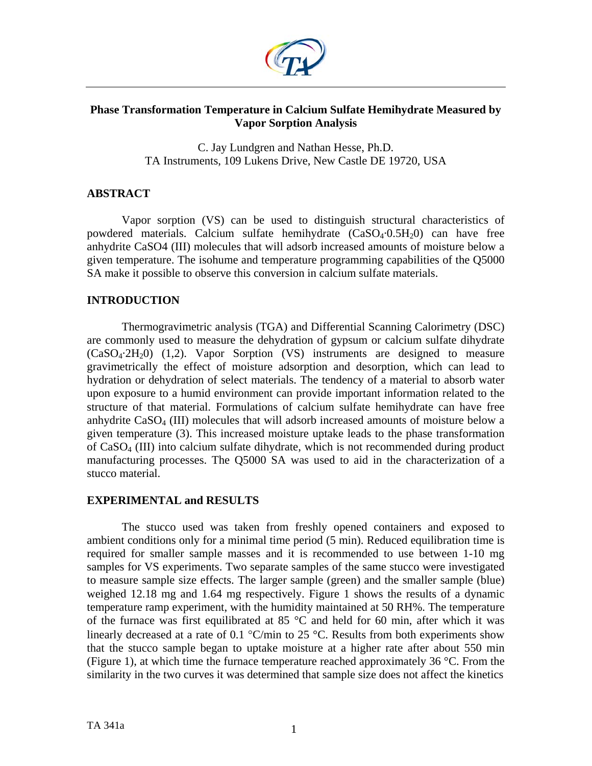# Phase Transformation Temperature in Calcium Sulfate Hemihydrate Measured by Vapor Sorption Analysis

C. Jay Lundgren and Nathan Hesse, Ph.D.
TA Instruments, 109 Lukens Drive, New Castle DE 19720, USA

## ABSTRACT

Vapor sorption (VS) can be used to distinguish structural characteristics of powdered materials. Calcium sulfate hemihydrate ($CaSO_4{\cdot}0.5H_20$) can have free anhydrite CaSO4 (III) molecules that will adsorb increased amounts of moisture below a given temperature. The isohume and temperature programming capabilities of the Q5000 SA make it possible to observe this conversion in calcium sulfate materials.

## INTRODUCTION

Thermogravimetric analysis (TGA) and Differential Scanning Calorimetry (DSC) are commonly used to measure the dehydration of gypsum or calcium sulfate dihydrate ($CaSO_4{\cdot}2H_20$) (1,2). Vapor Sorption (VS) instruments are designed to measure gravimetrically the effect of moisture adsorption and desorption, which can lead to hydration or dehydration of select materials. The tendency of a material to absorb water upon exposure to a humid environment can provide important information related to the structure of that material. Formulations of calcium sulfate hemihydrate can have free anhydrite $CaSO_4$ (III) molecules that will adsorb increased amounts of moisture below a given temperature (3). This increased moisture uptake leads to the phase transformation of $CaSO_4$ (III) into calcium sulfate dihydrate, which is not recommended during product manufacturing processes. The Q5000 SA was used to aid in the characterization of a stucco material.

## EXPERIMENTAL and RESULTS

The stucco used was taken from freshly opened containers and exposed to ambient conditions only for a minimal time period (5 min). Reduced equilibration time is required for smaller sample masses and it is recommended to use between 1-10 mg samples for VS experiments. Two separate samples of the same stucco were investigated to measure sample size effects. The larger sample (green) and the smaller sample (blue) weighed 12.18 mg and 1.64 mg respectively. Figure 1 shows the results of a dynamic temperature ramp experiment, with the humidity maintained at 50 RH%. The temperature of the furnace was first equilibrated at 85 °C and held for 60 min, after which it was linearly decreased at a rate of 0.1 °C/min to 25 °C. Results from both experiments show that the stucco sample began to uptake moisture at a higher rate after about 550 min (Figure 1), at which time the furnace temperature reached approximately 36 °C. From the similarity in the two curves it was determined that sample size does not affect the kinetics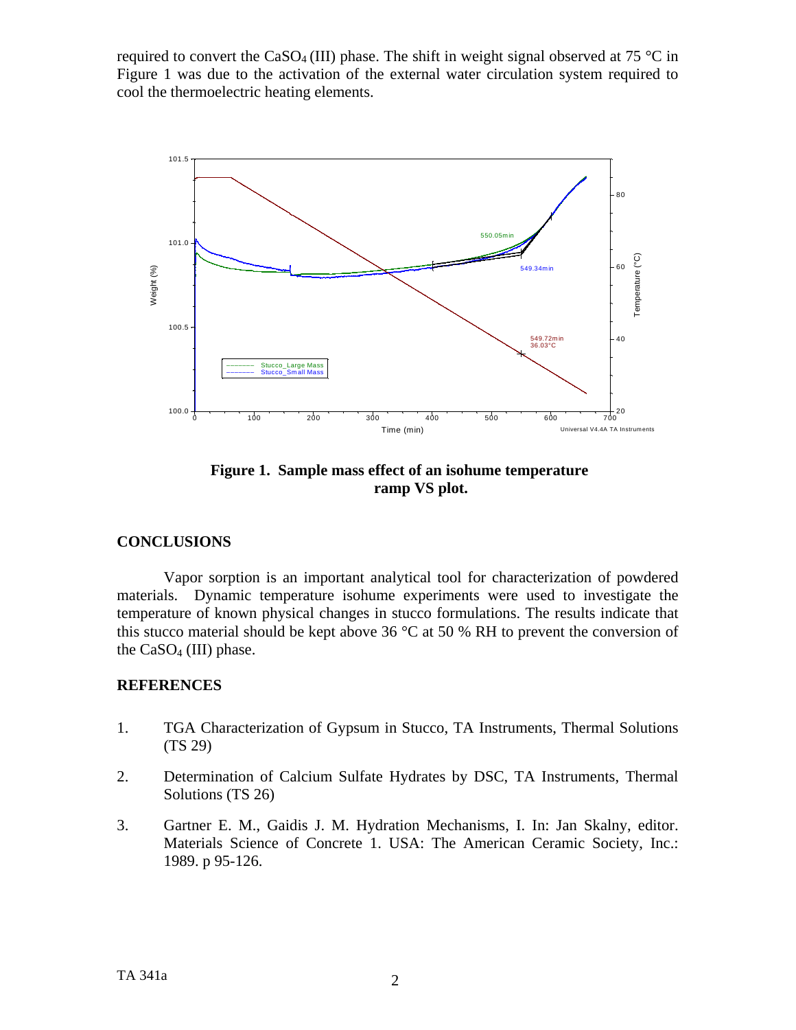required to convert the $CaSO_4$ (III) phase. The shift in weight signal observed at 75 °C in Figure 1 was due to the activation of the external water circulation system required to cool the thermoelectric heating elements.

**Figure 1. Sample mass effect of an isohume temperature ramp VS plot.**

## CONCLUSIONS

Vapor sorption is an important analytical tool for characterization of powdered materials. Dynamic temperature isohume experiments were used to investigate the temperature of known physical changes in stucco formulations. The results indicate that this stucco material should be kept above 36 °C at 50 % RH to prevent the conversion of the $CaSO_4$ (III) phase.

## REFERENCES

1. TGA Characterization of Gypsum in Stucco, TA Instruments, Thermal Solutions (TS 29)

2. Determination of Calcium Sulfate Hydrates by DSC, TA Instruments, Thermal Solutions (TS 26)

3. Gartner E. M., Gaidis J. M. Hydration Mechanisms, I. In: Jan Skalny, editor. Materials Science of Concrete 1. USA: The American Ceramic Society, Inc.: 1989. p 95-126.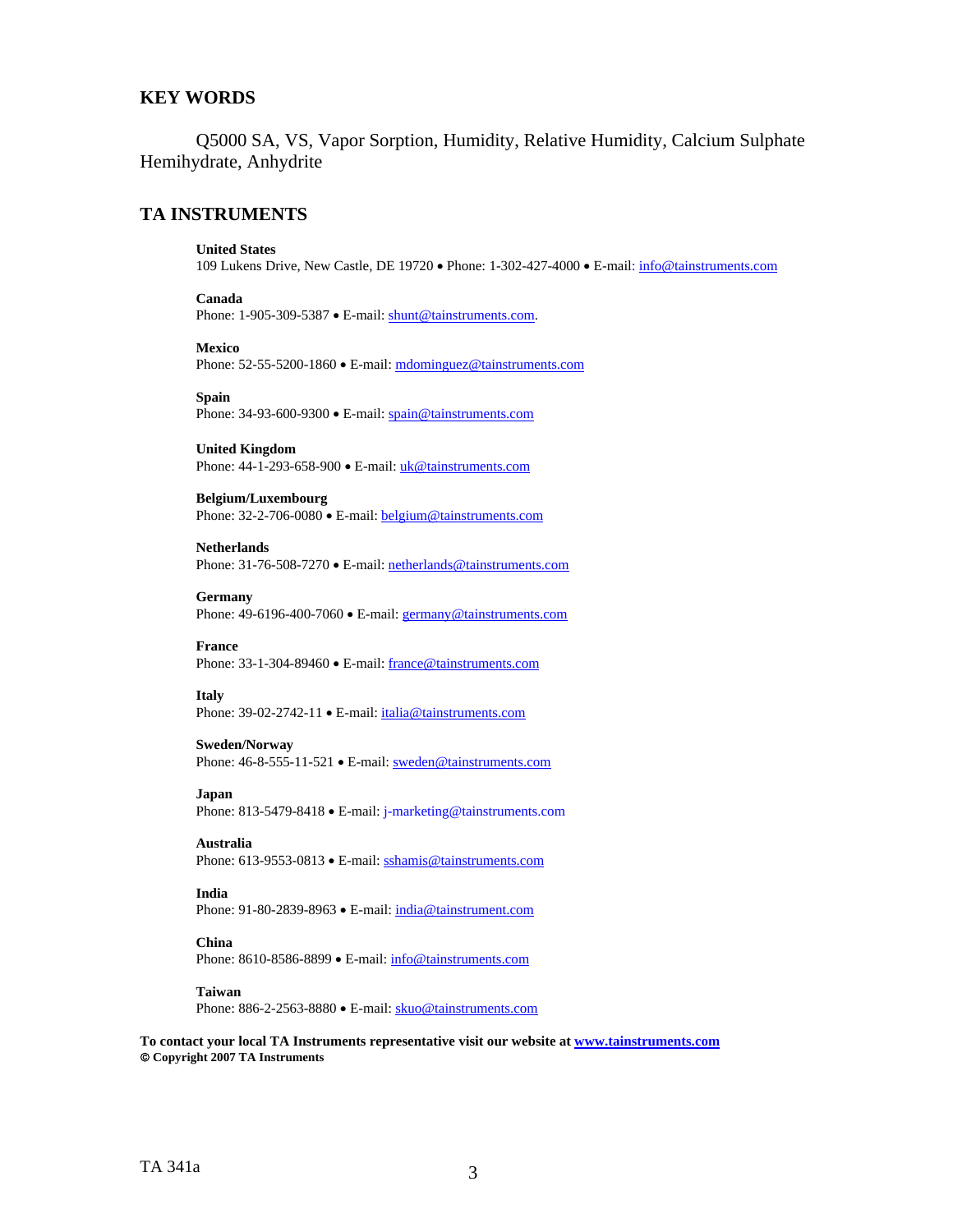## KEY WORDS

Q5000 SA, VS, Vapor Sorption, Humidity, Relative Humidity, Calcium Sulphate Hemihydrate, Anhydrite

## TA INSTRUMENTS

**United States**
109 Lukens Drive, New Castle, DE 19720 • Phone: 1-302-427-4000 • E-mail: info@tainstruments.com

**Canada**
Phone: 1-905-309-5387 • E-mail: shunt@tainstruments.com.

**Mexico**
Phone: 52-55-5200-1860 • E-mail: mdominguez@tainstruments.com

**Spain**
Phone: 34-93-600-9300 • E-mail: spain@tainstruments.com

**United Kingdom**
Phone: 44-1-293-658-900 • E-mail: uk@tainstruments.com

**Belgium/Luxembourg**
Phone: 32-2-706-0080 • E-mail: belgium@tainstruments.com

**Netherlands**
Phone: 31-76-508-7270 • E-mail: netherlands@tainstruments.com

**Germany**
Phone: 49-6196-400-7060 • E-mail: germany@tainstruments.com

**France**
Phone: 33-1-304-89460 • E-mail: france@tainstruments.com

**Italy**
Phone: 39-02-2742-11 • E-mail: italia@tainstruments.com

**Sweden/Norway**
Phone: 46-8-555-11-521 • E-mail: sweden@tainstruments.com

**Japan**
Phone: 813-5479-8418 • E-mail: j-marketing@tainstruments.com

**Australia**
Phone: 613-9553-0813 • E-mail: sshamis@tainstruments.com

**India**
Phone: 91-80-2839-8963 • E-mail: india@tainstrument.com

**China**
Phone: 8610-8586-8899 • E-mail: info@tainstruments.com

**Taiwan**
Phone: 886-2-2563-8880 • E-mail: skuo@tainstruments.com

**To contact your local TA Instruments representative visit our website at www.tainstruments.com**
**© Copyright 2007 TA Instruments**

TA 341a